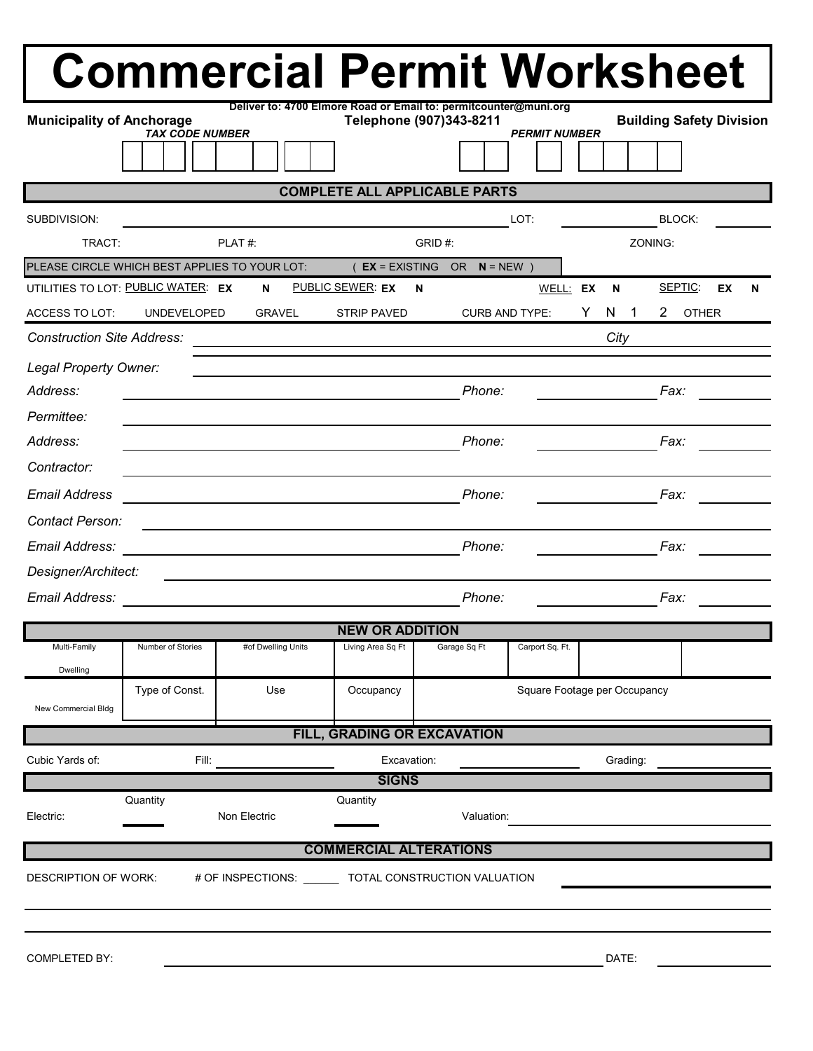# Commercial Permit Worksheet

**Municipality of Anchorage**

Deliver to: 4700 Elmore Road or Email to: permitcounter@muni.org
Telephone (907)343-8211

**Building Safety Division**

*TAX CODE NUMBER*

*PERMIT NUMBER*

## COMPLETE ALL APPLICABLE PARTS

SUBDIVISION: ______________________ LOT: ________ BLOCK: ________

TRACT: PLAT #: GRID #: ZONING:

PLEASE CIRCLE WHICH BEST APPLIES TO YOUR LOT: ( **EX** = EXISTING OR **N** = NEW )

UTILITIES TO LOT: PUBLIC WATER: **EX** **N** PUBLIC SEWER: **EX** **N** WELL: **EX** **N** SEPTIC: **EX** **N**

ACCESS TO LOT: UNDEVELOPED GRAVEL STRIP PAVED CURB AND TYPE: Y N 1 2 OTHER

*Construction Site Address:* ______________________ *City* ________

*Legal Property Owner:* ______________________

*Address:* ______________________ *Phone:* ________ *Fax:* ________

*Permittee:* ______________________

*Address:* ______________________ *Phone:* ________ *Fax:* ________

*Contractor:* ______________________

*Email Address* ______________________ *Phone:* ________ *Fax:* ________

*Contact Person:* ______________________

*Email Address:* ______________________ *Phone:* ________ *Fax:* ________

*Designer/Architect:* ______________________

*Email Address:* ______________________ *Phone:* ________ *Fax:* ________

## NEW OR ADDITION

| Multi-Family Dwelling | Number of Stories | #of Dwelling Units | Living Area Sq Ft | Garage Sq Ft | Carport Sq. Ft. | | |
|---|---|---|---|---|---|---|---|
| New Commercial Bldg | Type of Const. | Use | Occupancy | Square Footage per Occupancy | | | |

## FILL, GRADING OR EXCAVATION

Cubic Yards of: Fill: ________ Excavation: ________ Grading: ________

## SIGNS

Electric: Quantity ________ Non Electric Quantity ________ Valuation: ________

## COMMERCIAL ALTERATIONS

DESCRIPTION OF WORK: # OF INSPECTIONS: ______ TOTAL CONSTRUCTION VALUATION ________

COMPLETED BY: ______________________ DATE: ________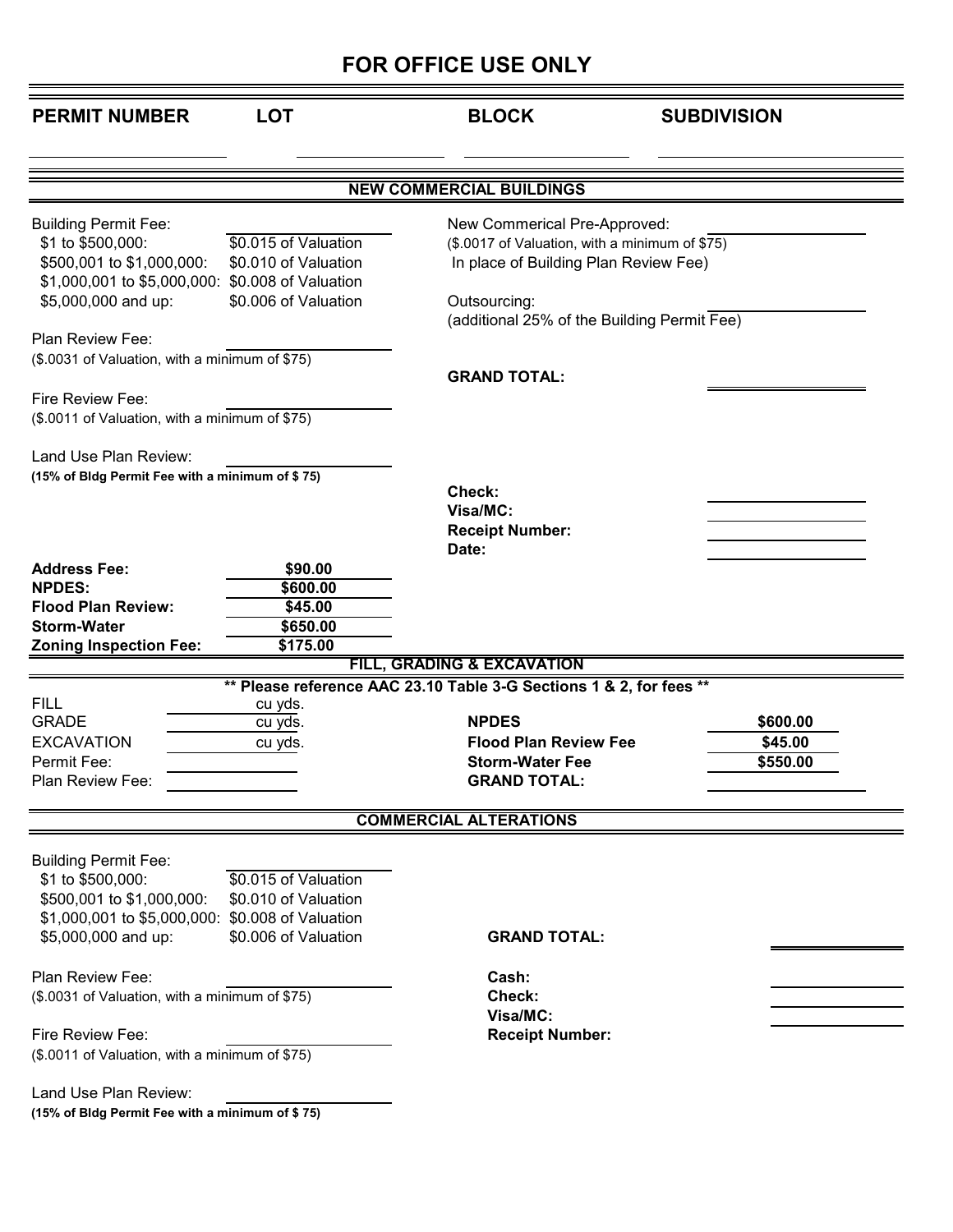# FOR OFFICE USE ONLY

| PERMIT NUMBER | LOT | BLOCK | SUBDIVISION |
|---|---|---|---|
| | | | |

## NEW COMMERCIAL BUILDINGS

Building Permit Fee:

| | |
|---|---|
| $1 to $500,000: | $0.015 of Valuation |
| $500,001 to $1,000,000: | $0.010 of Valuation |
| $1,000,001 to $5,000,000: | $0.008 of Valuation |
| $5,000,000 and up: | $0.006 of Valuation |

Plan Review Fee: ____________
($.0031 of Valuation, with a minimum of $75)

Fire Review Fee: ____________
($.0011 of Valuation, with a minimum of $75)

Land Use Plan Review: ____________
**(15% of Bldg Permit Fee with a minimum of $ 75)**

| | |
|---|---|
| **Address Fee:** | **$90.00** |
| **NPDES:** | **$600.00** |
| **Flood Plan Review:** | **$45.00** |
| **Storm-Water** | **$650.00** |
| **Zoning Inspection Fee:** | **$175.00** |

New Commerical Pre-Approved: ____________
($.0017 of Valuation, with a minimum of $75)
In place of Building Plan Review Fee)

Outsourcing: ____________
(additional 25% of the Building Permit Fee)

**GRAND TOTAL:** ____________

**Check:** ____________
**Visa/MC:** ____________
**Receipt Number:** ____________
**Date:** ____________

## FILL, GRADING & EXCAVATION

**\*\* Please reference AAC 23.10 Table 3-G Sections 1 & 2, for fees \*\***

FILL ____________ cu yds.
GRADE ____________ cu yds.
EXCAVATION ____________ cu yds.
Permit Fee: ____________
Plan Review Fee: ____________

| | |
|---|---|
| **NPDES** | **$600.00** |
| **Flood Plan Review Fee** | **$45.00** |
| **Storm-Water Fee** | **$550.00** |
| **GRAND TOTAL:** | |

## COMMERCIAL ALTERATIONS

Building Permit Fee:

| | |
|---|---|
| $1 to $500,000: | $0.015 of Valuation |
| $500,001 to $1,000,000: | $0.010 of Valuation |
| $1,000,001 to $5,000,000: | $0.008 of Valuation |
| $5,000,000 and up: | $0.006 of Valuation |

Plan Review Fee: ____________
($.0031 of Valuation, with a minimum of $75)

Fire Review Fee: ____________
($.0011 of Valuation, with a minimum of $75)

Land Use Plan Review: ____________
**(15% of Bldg Permit Fee with a minimum of $ 75)**

**GRAND TOTAL:** ____________

**Cash:** ____________
**Check:** ____________
**Visa/MC:** ____________
**Receipt Number:**